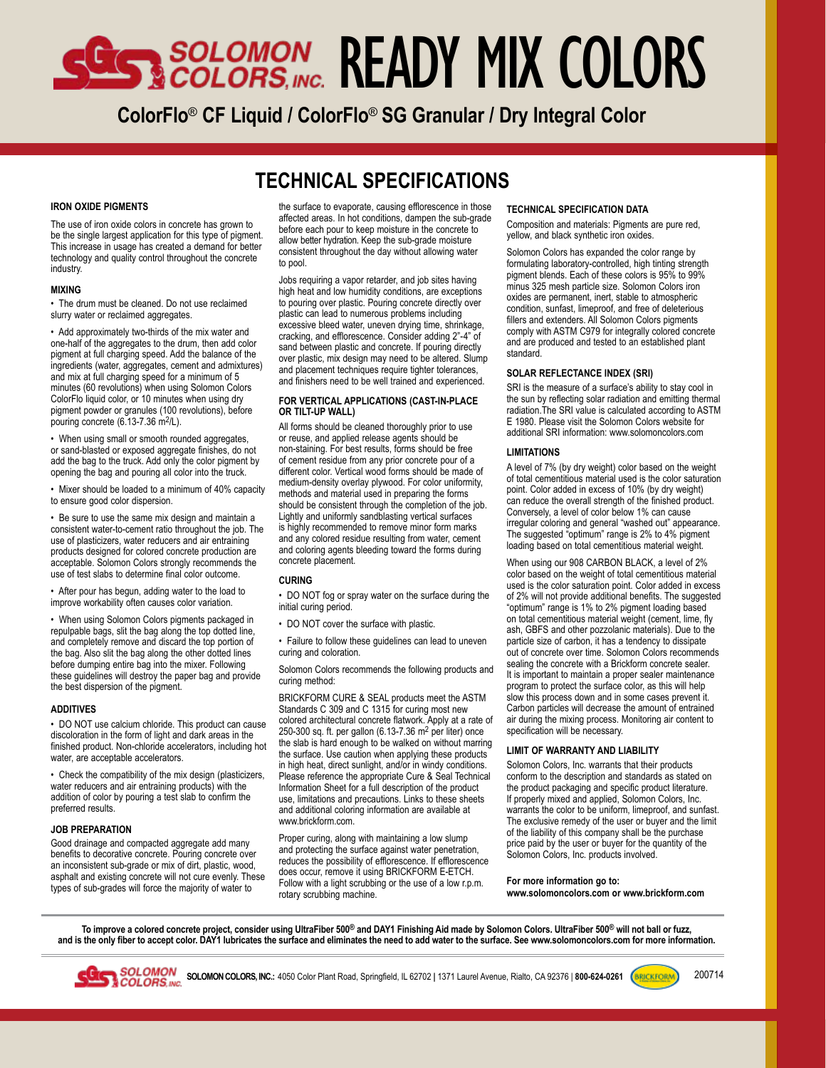# SOLOMON COLORS, INC. READY MIX COLORS

## ColorFlo® CF Liquid / ColorFlo® SG Granular / Dry Integral Color

## TECHNICAL SPECIFICATIONS

### IRON OXIDE PIGMENTS

The use of iron oxide colors in concrete has grown to be the single largest application for this type of pigment. This increase in usage has created a demand for better technology and quality control throughout the concrete industry.

### MIXING

- The drum must be cleaned. Do not use reclaimed slurry water or reclaimed aggregates.
- Add approximately two-thirds of the mix water and one-half of the aggregates to the drum, then add color pigment at full charging speed. Add the balance of the ingredients (water, aggregates, cement and admixtures) and mix at full charging speed for a minimum of 5 minutes (60 revolutions) when using Solomon Colors ColorFlo liquid color, or 10 minutes when using dry pigment powder or granules (100 revolutions), before pouring concrete (6.13-7.36 $m^2$/L).
- When using small or smooth rounded aggregates, or sand-blasted or exposed aggregate finishes, do not add the bag to the truck. Add only the color pigment by opening the bag and pouring all color into the truck.
- Mixer should be loaded to a minimum of 40% capacity to ensure good color dispersion.
- Be sure to use the same mix design and maintain a consistent water-to-cement ratio throughout the job. The use of plasticizers, water reducers and air entraining products designed for colored concrete production are acceptable. Solomon Colors strongly recommends the use of test slabs to determine final color outcome.
- After pour has begun, adding water to the load to improve workability often causes color variation.
- When using Solomon Colors pigments packaged in repulpable bags, slit the bag along the top dotted line, and completely remove and discard the top portion of the bag. Also slit the bag along the other dotted lines before dumping entire bag into the mixer. Following these guidelines will destroy the paper bag and provide the best dispersion of the pigment.

### ADDITIVES

- DO NOT use calcium chloride. This product can cause discoloration in the form of light and dark areas in the finished product. Non-chloride accelerators, including hot water, are acceptable accelerators.
- Check the compatibility of the mix design (plasticizers, water reducers and air entraining products) with the addition of color by pouring a test slab to confirm the preferred results.

### JOB PREPARATION

Good drainage and compacted aggregate add many benefits to decorative concrete. Pouring concrete over an inconsistent sub-grade or mix of dirt, plastic, wood, asphalt and existing concrete will not cure evenly. These types of sub-grades will force the majority of water to the surface to evaporate, causing efflorescence in those affected areas. In hot conditions, dampen the sub-grade before each pour to keep moisture in the concrete to allow better hydration. Keep the sub-grade moisture consistent throughout the day without allowing water to pool.

Jobs requiring a vapor retarder, and job sites having high heat and low humidity conditions, are exceptions to pouring over plastic. Pouring concrete directly over plastic can lead to numerous problems including excessive bleed water, uneven drying time, shrinkage, cracking, and efflorescence. Consider adding 2"-4" of sand between plastic and concrete. If pouring directly over plastic, mix design may need to be altered. Slump and placement techniques require tighter tolerances, and finishers need to be well trained and experienced.

### FOR VERTICAL APPLICATIONS (CAST-IN-PLACE OR TILT-UP WALL)

All forms should be cleaned thoroughly prior to use or reuse, and applied release agents should be non-staining. For best results, forms should be free of cement residue from any prior concrete pour of a different color. Vertical wood forms should be made of medium-density overlay plywood. For color uniformity, methods and material used in preparing the forms should be consistent through the completion of the job. Lightly and uniformly sandblasting vertical surfaces is highly recommended to remove minor form marks and any colored residue resulting from water, cement and coloring agents bleeding toward the forms during concrete placement.

### CURING

- DO NOT fog or spray water on the surface during the initial curing period.
- DO NOT cover the surface with plastic.
- Failure to follow these guidelines can lead to uneven curing and coloration.

Solomon Colors recommends the following products and curing method:

BRICKFORM CURE & SEAL products meet the ASTM Standards C 309 and C 1315 for curing most new colored architectural concrete flatwork. Apply at a rate of 250-300 sq. ft. per gallon (6.13-7.36 $m^2$ per liter) once the slab is hard enough to be walked on without marring the surface. Use caution when applying these products in high heat, direct sunlight, and/or in windy conditions. Please reference the appropriate Cure & Seal Technical Information Sheet for a full description of the product use, limitations and precautions. Links to these sheets and additional coloring information are available at www.brickform.com.

Proper curing, along with maintaining a low slump and protecting the surface against water penetration, reduces the possibility of efflorescence. If efflorescence does occur, remove it using BRICKFORM E-ETCH. Follow with a light scrubbing or the use of a low r.p.m. rotary scrubbing machine.

### TECHNICAL SPECIFICATION DATA

Composition and materials: Pigments are pure red, yellow, and black synthetic iron oxides.

Solomon Colors has expanded the color range by formulating laboratory-controlled, high tinting strength pigment blends. Each of these colors is 95% to 99% minus 325 mesh particle size. Solomon Colors iron oxides are permanent, inert, stable to atmospheric condition, sunfast, limeproof, and free of deleterious fillers and extenders. All Solomon Colors pigments comply with ASTM C979 for integrally colored concrete and are produced and tested to an established plant standard.

### SOLAR REFLECTANCE INDEX (SRI)

SRI is the measure of a surface's ability to stay cool in the sun by reflecting solar radiation and emitting thermal radiation.The SRI value is calculated according to ASTM E 1980. Please visit the Solomon Colors website for additional SRI information: www.solomoncolors.com

### LIMITATIONS

A level of 7% (by dry weight) color based on the weight of total cementitious material used is the color saturation point. Color added in excess of 10% (by dry weight) can reduce the overall strength of the finished product. Conversely, a level of color below 1% can cause irregular coloring and general "washed out" appearance. The suggested "optimum" range is 2% to 4% pigment loading based on total cementitious material weight.

When using our 908 CARBON BLACK, a level of 2% color based on the weight of total cementitious material used is the color saturation point. Color added in excess of 2% will not provide additional benefits. The suggested "optimum" range is 1% to 2% pigment loading based on total cementitious material weight (cement, lime, fly ash, GBFS and other pozzolanic materials). Due to the particle size of carbon, it has a tendency to dissipate out of concrete over time. Solomon Colors recommends sealing the concrete with a Brickform concrete sealer. It is important to maintain a proper sealer maintenance program to protect the surface color, as this will help slow this process down and in some cases prevent it. Carbon particles will decrease the amount of entrained air during the mixing process. Monitoring air content to specification will be necessary.

### LIMIT OF WARRANTY AND LIABILITY

Solomon Colors, Inc. warrants that their products conform to the description and standards as stated on the product packaging and specific product literature. If properly mixed and applied, Solomon Colors, Inc. warrants the color to be uniform, limeproof, and sunfast. The exclusive remedy of the user or buyer and the limit of the liability of this company shall be the purchase price paid by the user or buyer for the quantity of the Solomon Colors, Inc. products involved.

**For more information go to:**
**www.solomoncolors.com or www.brickform.com**

**To improve a colored concrete project, consider using UltraFiber 500® and DAY1 Finishing Aid made by Solomon Colors. UltraFiber 500® will not ball or fuzz, and is the only fiber to accept color. DAY1 lubricates the surface and eliminates the need to add water to the surface. See www.solomoncolors.com for more information.**

**SOLOMON COLORS, INC.:** 4050 Color Plant Road, Springfield, IL 62702 | 1371 Laurel Avenue, Rialto, CA 92376 | **800-624-0261**

200714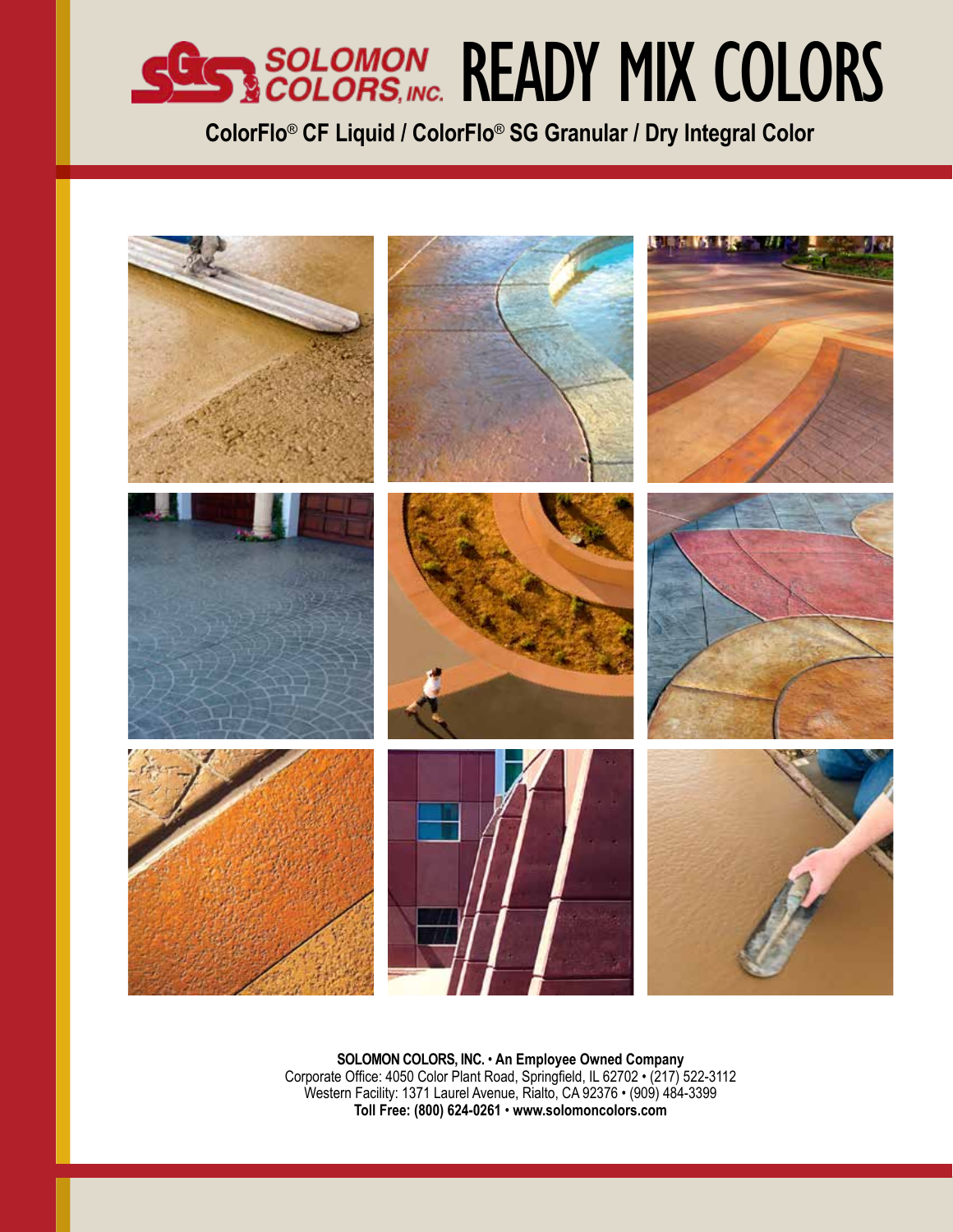# SOLOMON COLORS, INC. READY MIX COLORS

## ColorFlo® CF Liquid / ColorFlo® SG Granular / Dry Integral Color

**SOLOMON COLORS, INC. • An Employee Owned Company**
Corporate Office: 4050 Color Plant Road, Springfield, IL 62702 • (217) 522-3112
Western Facility: 1371 Laurel Avenue, Rialto, CA 92376 • (909) 484-3399
**Toll Free: (800) 624-0261 • www.solomoncolors.com**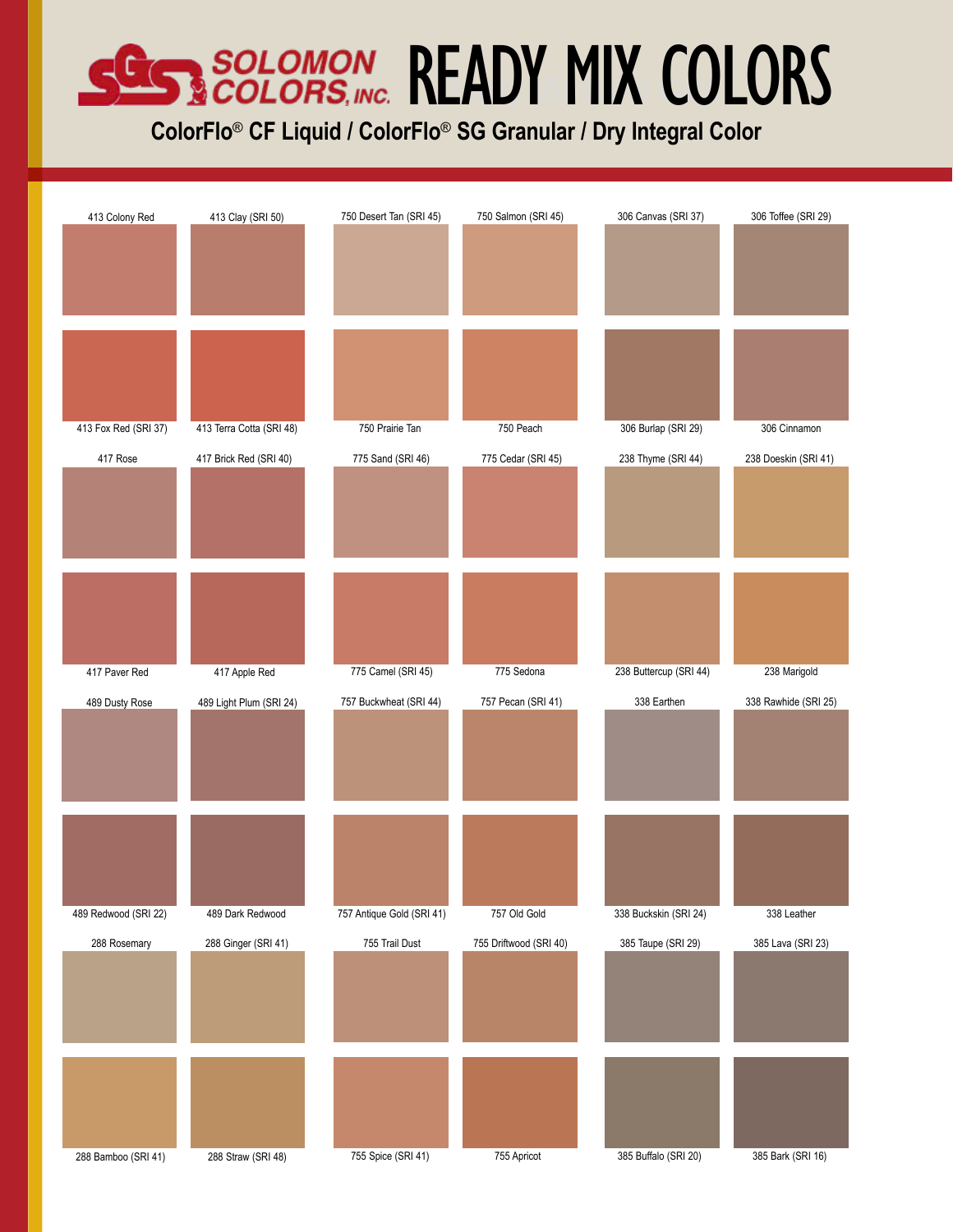# SOLOMON COLORS, INC. READY MIX COLORS

## ColorFlo® CF Liquid / ColorFlo® SG Granular / Dry Integral Color

413 Colony Red
413 Clay (SRI 50)
750 Desert Tan (SRI 45)
750 Salmon (SRI 45)
306 Canvas (SRI 37)
306 Toffee (SRI 29)

413 Fox Red (SRI 37)
413 Terra Cotta (SRI 48)
750 Prairie Tan
750 Peach
306 Burlap (SRI 29)
306 Cinnamon

417 Rose
417 Brick Red (SRI 40)
775 Sand (SRI 46)
775 Cedar (SRI 45)
238 Thyme (SRI 44)
238 Doeskin (SRI 41)

417 Paver Red
417 Apple Red
775 Camel (SRI 45)
775 Sedona
238 Buttercup (SRI 44)
238 Marigold

489 Dusty Rose
489 Light Plum (SRI 24)
757 Buckwheat (SRI 44)
757 Pecan (SRI 41)
338 Earthen
338 Rawhide (SRI 25)

489 Redwood (SRI 22)
489 Dark Redwood
757 Antique Gold (SRI 41)
757 Old Gold
338 Buckskin (SRI 24)
338 Leather

288 Rosemary
288 Ginger (SRI 41)
755 Trail Dust
755 Driftwood (SRI 40)
385 Taupe (SRI 29)
385 Lava (SRI 23)

288 Bamboo (SRI 41)
288 Straw (SRI 48)
755 Spice (SRI 41)
755 Apricot
385 Buffalo (SRI 20)
385 Bark (SRI 16)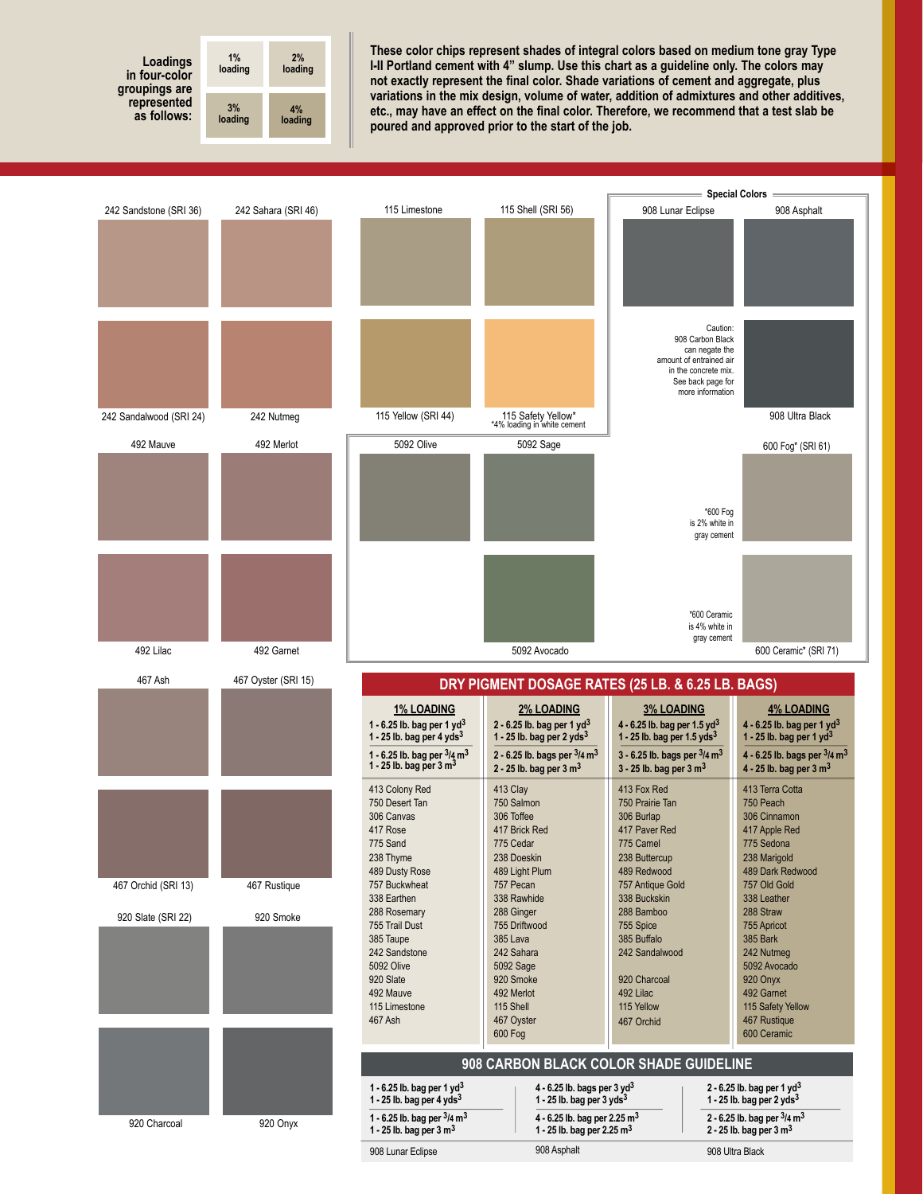**Loadings in four-color groupings are represented as follows:**

| | |
|---|---|
| 1% loading | 2% loading |
| 3% loading | 4% loading |

**These color chips represent shades of integral colors based on medium tone gray Type I-II Portland cement with 4" slump. Use this chart as a guideline only. The colors may not exactly represent the final color. Shade variations of cement and aggregate, plus variations in the mix design, volume of water, addition of admixtures and other additives, etc., may have an effect on the final color. Therefore, we recommend that a test slab be poured and approved prior to the start of the job.**

242 Sandstone (SRI 36)

242 Sahara (SRI 46)

242 Sandalwood (SRI 24)

242 Nutmeg

115 Limestone

115 Shell (SRI 56)

115 Yellow (SRI 44)

115 Safety Yellow*
*4% loading in white cement

**Special Colors**

908 Lunar Eclipse

908 Asphalt

Caution: 908 Carbon Black can negate the amount of entrained air in the concrete mix. See back page for more information

908 Ultra Black

492 Mauve

492 Merlot

492 Lilac

492 Garnet

5092 Olive

5092 Sage

5092 Avocado

600 Fog* (SRI 61)

*600 Fog is 2% white in gray cement

*600 Ceramic is 4% white in gray cement

600 Ceramic* (SRI 71)

467 Ash

467 Oyster (SRI 15)

467 Orchid (SRI 13)

467 Rustique

920 Slate (SRI 22)

920 Smoke

920 Charcoal

920 Onyx

## DRY PIGMENT DOSAGE RATES (25 LB. & 6.25 LB. BAGS)

| 1% LOADING | 2% LOADING | 3% LOADING | 4% LOADING |
|---|---|---|---|
| 1 - 6.25 lb. bag per 1 $yd^3$<br>1 - 25 lb. bag per 4 $yds^3$ | 2 - 6.25 lb. bag per 1 $yd^3$<br>1 - 25 lb. bag per 2 $yds^3$ | 4 - 6.25 lb. bag per 1.5 $yd^3$<br>1 - 25 lb. bag per 1.5 $yds^3$ | 4 - 6.25 lb. bag per 1 $yd^3$<br>1 - 25 lb. bag per 1 $yd^3$ |
| 1 - 6.25 lb. bag per $^3/_4$ $m^3$<br>1 - 25 lb. bag per 3 $m^3$ | 2 - 6.25 lb. bags per $^3/_4$ $m^3$<br>2 - 25 lb. bag per 3 $m^3$ | 3 - 6.25 lb. bags per $^3/_4$ $m^3$<br>3 - 25 lb. bag per 3 $m^3$ | 4 - 6.25 lb. bag per $^3/_4$ $m^3$<br>4 - 25 lb. bag per 3 $m^3$ |
| 413 Colony Red | 413 Clay | 413 Fox Red | 413 Terra Cotta |
| 750 Desert Tan | 750 Salmon | 750 Prairie Tan | 750 Peach |
| 306 Canvas | 306 Toffee | 306 Burlap | 306 Cinnamon |
| 417 Rose | 417 Brick Red | 417 Paver Red | 417 Apple Red |
| 775 Sand | 775 Cedar | 775 Camel | 775 Sedona |
| 238 Thyme | 238 Doeskin | 238 Buttercup | 238 Marigold |
| 489 Dusty Rose | 489 Light Plum | 489 Redwood | 489 Dark Redwood |
| 757 Buckwheat | 757 Pecan | 757 Antique Gold | 757 Old Gold |
| 338 Earthen | 338 Rawhide | 338 Buckskin | 338 Leather |
| 288 Rosemary | 288 Ginger | 288 Bamboo | 288 Straw |
| 755 Trail Dust | 755 Driftwood | 755 Spice | 755 Apricot |
| 385 Taupe | 385 Lava | 385 Buffalo | 385 Bark |
| 242 Sandstone | 242 Sahara | 242 Sandalwood | 242 Nutmeg |
| 5092 Olive | 5092 Sage | | 5092 Avocado |
| 920 Slate | 920 Smoke | 920 Charcoal | 920 Onyx |
| 492 Mauve | 492 Merlot | 492 Lilac | 492 Garnet |
| 115 Limestone | 115 Shell | 115 Yellow | 115 Safety Yellow |
| 467 Ash | 467 Oyster | 467 Orchid | 467 Rustique |
| | 600 Fog | | 600 Ceramic |

## 908 CARBON BLACK COLOR SHADE GUIDELINE

| 908 Lunar Eclipse | 908 Asphalt | 908 Ultra Black |
|---|---|---|
| 1 - 6.25 lb. bag per 1 $yd^3$<br>1 - 25 lb. bag per 4 $yds^3$ | 4 - 6.25 lb. bags per 3 $yd^3$<br>1 - 25 lb. bag per 3 $yds^3$ | 2 - 6.25 lb. bag per 1 $yd^3$<br>1 - 25 lb. bag per 2 $yds^3$ |
| 1 - 6.25 lb. bag per $^3/_4$ $m^3$<br>1 - 25 lb. bag per 3 $m^3$ | 4 - 6.25 lb. bag per 2.25 $m^3$<br>1 - 25 lb. bag per 2.25 $m^3$ | 2 - 6.25 lb. bag per $^3/_4$ $m^3$<br>2 - 25 lb. bag per 3 $m^3$ |